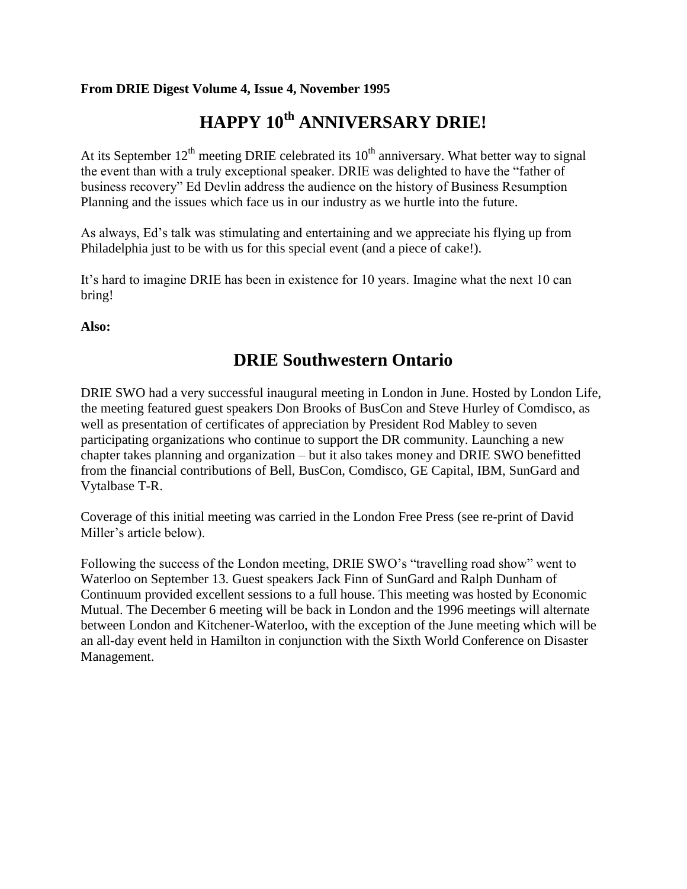**From DRIE Digest Volume 4, Issue 4, November 1995**

# HAPPY 10th ANNIVERSARY DRIE!

At its September 12th meeting DRIE celebrated its 10th anniversary. What better way to signal the event than with a truly exceptional speaker. DRIE was delighted to have the "father of business recovery" Ed Devlin address the audience on the history of Business Resumption Planning and the issues which face us in our industry as we hurtle into the future.

As always, Ed's talk was stimulating and entertaining and we appreciate his flying up from Philadelphia just to be with us for this special event (and a piece of cake!).

It's hard to imagine DRIE has been in existence for 10 years. Imagine what the next 10 can bring!

**Also:**

# DRIE Southwestern Ontario

DRIE SWO had a very successful inaugural meeting in London in June. Hosted by London Life, the meeting featured guest speakers Don Brooks of BusCon and Steve Hurley of Comdisco, as well as presentation of certificates of appreciation by President Rod Mabley to seven participating organizations who continue to support the DR community. Launching a new chapter takes planning and organization – but it also takes money and DRIE SWO benefitted from the financial contributions of Bell, BusCon, Comdisco, GE Capital, IBM, SunGard and Vytalbase T-R.

Coverage of this initial meeting was carried in the London Free Press (see re-print of David Miller's article below).

Following the success of the London meeting, DRIE SWO's "travelling road show" went to Waterloo on September 13. Guest speakers Jack Finn of SunGard and Ralph Dunham of Continuum provided excellent sessions to a full house. This meeting was hosted by Economic Mutual. The December 6 meeting will be back in London and the 1996 meetings will alternate between London and Kitchener-Waterloo, with the exception of the June meeting which will be an all-day event held in Hamilton in conjunction with the Sixth World Conference on Disaster Management.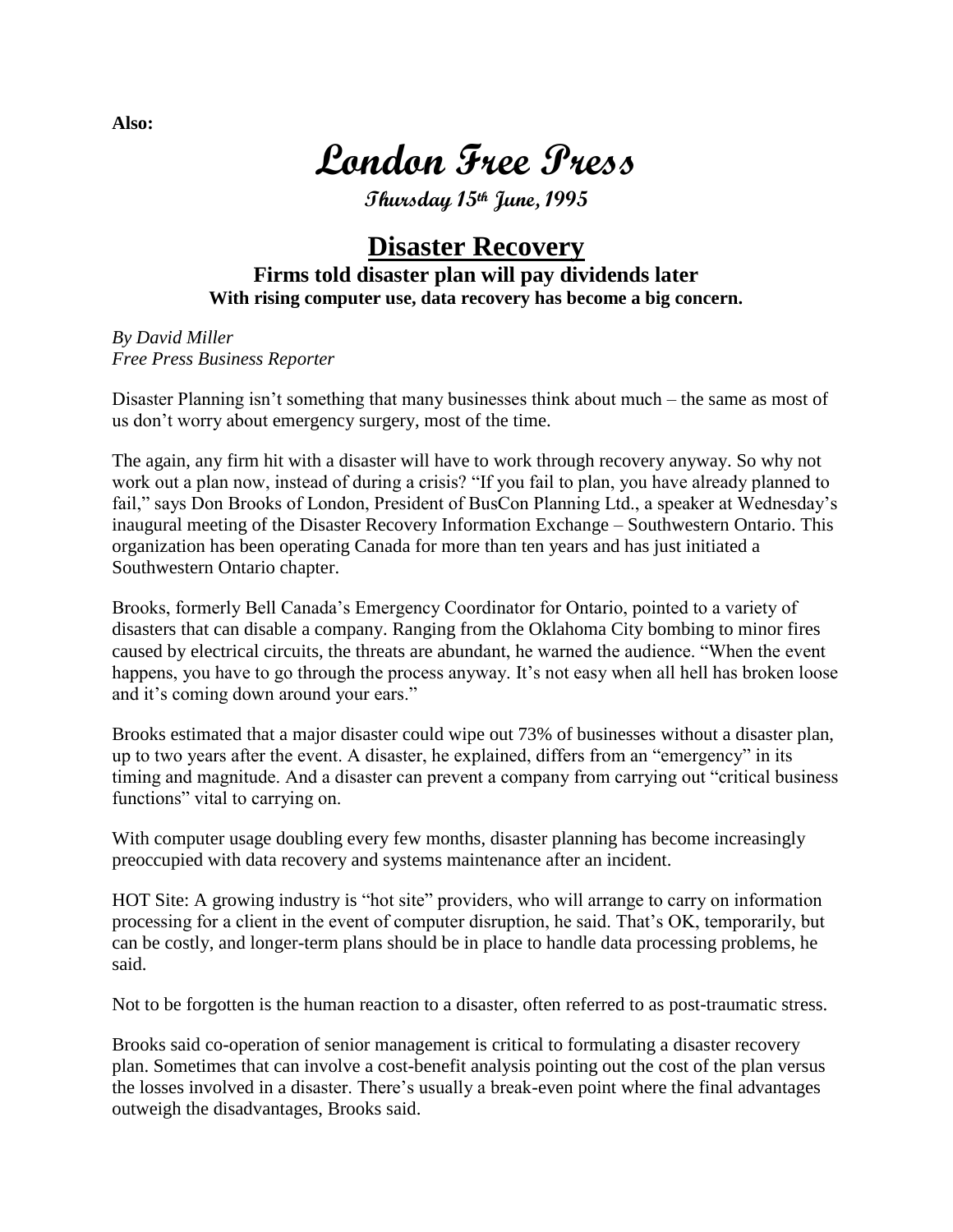**Also:**

# London Free Press

**Thursday 15th June, 1995**

## Disaster Recovery

### Firms told disaster plan will pay dividends later

**With rising computer use, data recovery has become a big concern.**

*By David Miller*
*Free Press Business Reporter*

Disaster Planning isn't something that many businesses think about much – the same as most of us don't worry about emergency surgery, most of the time.

The again, any firm hit with a disaster will have to work through recovery anyway. So why not work out a plan now, instead of during a crisis? "If you fail to plan, you have already planned to fail," says Don Brooks of London, President of BusCon Planning Ltd., a speaker at Wednesday's inaugural meeting of the Disaster Recovery Information Exchange – Southwestern Ontario. This organization has been operating Canada for more than ten years and has just initiated a Southwestern Ontario chapter.

Brooks, formerly Bell Canada's Emergency Coordinator for Ontario, pointed to a variety of disasters that can disable a company. Ranging from the Oklahoma City bombing to minor fires caused by electrical circuits, the threats are abundant, he warned the audience. "When the event happens, you have to go through the process anyway. It's not easy when all hell has broken loose and it's coming down around your ears."

Brooks estimated that a major disaster could wipe out 73% of businesses without a disaster plan, up to two years after the event. A disaster, he explained, differs from an "emergency" in its timing and magnitude. And a disaster can prevent a company from carrying out "critical business functions" vital to carrying on.

With computer usage doubling every few months, disaster planning has become increasingly preoccupied with data recovery and systems maintenance after an incident.

HOT Site: A growing industry is "hot site" providers, who will arrange to carry on information processing for a client in the event of computer disruption, he said. That's OK, temporarily, but can be costly, and longer-term plans should be in place to handle data processing problems, he said.

Not to be forgotten is the human reaction to a disaster, often referred to as post-traumatic stress.

Brooks said co-operation of senior management is critical to formulating a disaster recovery plan. Sometimes that can involve a cost-benefit analysis pointing out the cost of the plan versus the losses involved in a disaster. There's usually a break-even point where the final advantages outweigh the disadvantages, Brooks said.